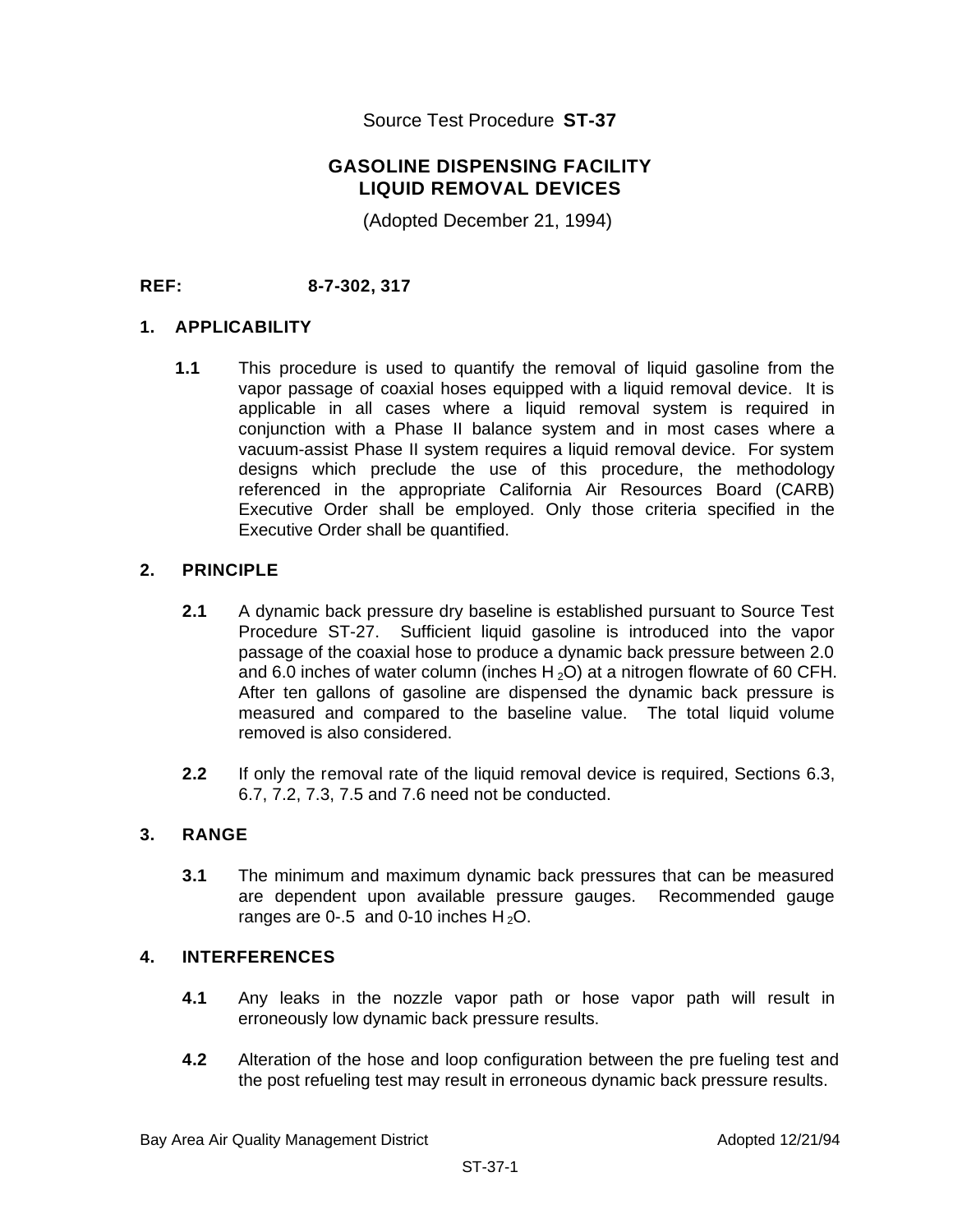Source Test Procedure **ST-37**

# GASOLINE DISPENSING FACILITY LIQUID REMOVAL DEVICES

(Adopted December 21, 1994)

**REF: 8-7-302, 317**

## 1. APPLICABILITY

**1.1** This procedure is used to quantify the removal of liquid gasoline from the vapor passage of coaxial hoses equipped with a liquid removal device. It is applicable in all cases where a liquid removal system is required in conjunction with a Phase II balance system and in most cases where a vacuum-assist Phase II system requires a liquid removal device. For system designs which preclude the use of this procedure, the methodology referenced in the appropriate California Air Resources Board (CARB) Executive Order shall be employed. Only those criteria specified in the Executive Order shall be quantified.

## 2. PRINCIPLE

**2.1** A dynamic back pressure dry baseline is established pursuant to Source Test Procedure ST-27. Sufficient liquid gasoline is introduced into the vapor passage of the coaxial hose to produce a dynamic back pressure between 2.0 and 6.0 inches of water column (inches $H_2O$) at a nitrogen flowrate of 60 CFH. After ten gallons of gasoline are dispensed the dynamic back pressure is measured and compared to the baseline value. The total liquid volume removed is also considered.

**2.2** If only the removal rate of the liquid removal device is required, Sections 6.3, 6.7, 7.2, 7.3, 7.5 and 7.6 need not be conducted.

## 3. RANGE

**3.1** The minimum and maximum dynamic back pressures that can be measured are dependent upon available pressure gauges. Recommended gauge ranges are 0-.5 and 0-10 inches $H_2O$.

## 4. INTERFERENCES

**4.1** Any leaks in the nozzle vapor path or hose vapor path will result in erroneously low dynamic back pressure results.

**4.2** Alteration of the hose and loop configuration between the pre fueling test and the post refueling test may result in erroneous dynamic back pressure results.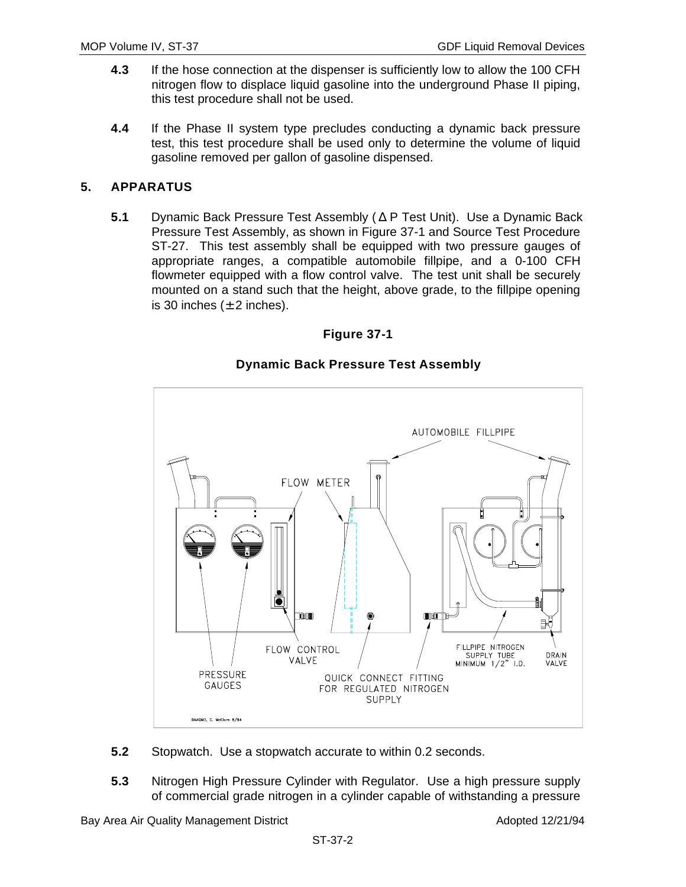**4.3** If the hose connection at the dispenser is sufficiently low to allow the 100 CFH nitrogen flow to displace liquid gasoline into the underground Phase II piping, this test procedure shall not be used.

**4.4** If the Phase II system type precludes conducting a dynamic back pressure test, this test procedure shall be used only to determine the volume of liquid gasoline removed per gallon of gasoline dispensed.

## 5. APPARATUS

**5.1** Dynamic Back Pressure Test Assembly ( $\Delta$ P Test Unit). Use a Dynamic Back Pressure Test Assembly, as shown in Figure 37-1 and Source Test Procedure ST-27. This test assembly shall be equipped with two pressure gauges of appropriate ranges, a compatible automobile fillpipe, and a 0-100 CFH flowmeter equipped with a flow control valve. The test unit shall be securely mounted on a stand such that the height, above grade, to the fillpipe opening is 30 inches ($\pm$2 inches).

**Figure 37-1**

**Dynamic Back Pressure Test Assembly**

AUTOMOBILE FILLPIPE

FLOW METER

PRESSURE GAUGES

FLOW CONTROL VALVE

QUICK CONNECT FITTING FOR REGULATED NITROGEN SUPPLY

FILLPIPE NITROGEN SUPPLY TUBE MINIMUM 1/2" I.D.

DRAIN VALVE

BAAQMD, C. McClure 8/94

**5.2** Stopwatch. Use a stopwatch accurate to within 0.2 seconds.

**5.3** Nitrogen High Pressure Cylinder with Regulator. Use a high pressure supply of commercial grade nitrogen in a cylinder capable of withstanding a pressure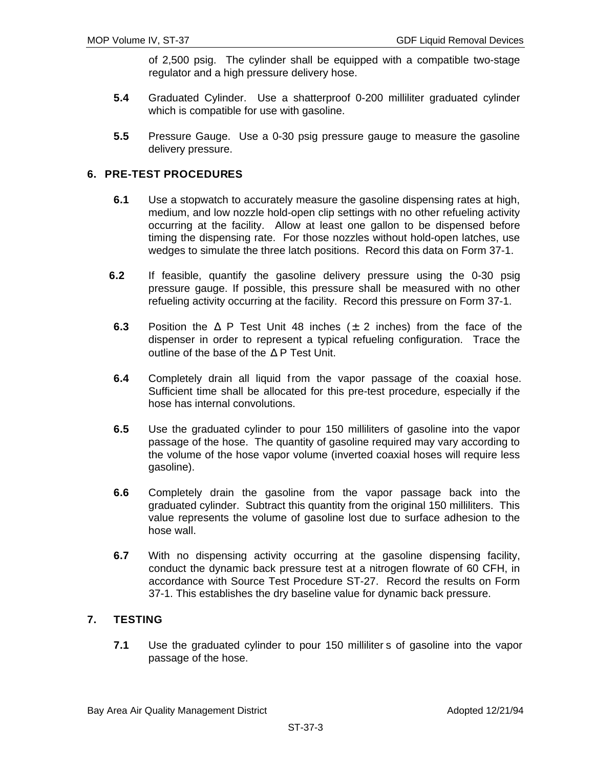of 2,500 psig. The cylinder shall be equipped with a compatible two-stage regulator and a high pressure delivery hose.

**5.4** Graduated Cylinder. Use a shatterproof 0-200 milliliter graduated cylinder which is compatible for use with gasoline.

**5.5** Pressure Gauge. Use a 0-30 psig pressure gauge to measure the gasoline delivery pressure.

## 6. PRE-TEST PROCEDURES

**6.1** Use a stopwatch to accurately measure the gasoline dispensing rates at high, medium, and low nozzle hold-open clip settings with no other refueling activity occurring at the facility. Allow at least one gallon to be dispensed before timing the dispensing rate. For those nozzles without hold-open latches, use wedges to simulate the three latch positions. Record this data on Form 37-1.

**6.2** If feasible, quantify the gasoline delivery pressure using the 0-30 psig pressure gauge. If possible, this pressure shall be measured with no other refueling activity occurring at the facility. Record this pressure on Form 37-1.

**6.3** Position the $\Delta$ P Test Unit 48 inches ($\pm$ 2 inches) from the face of the dispenser in order to represent a typical refueling configuration. Trace the outline of the base of the $\Delta$ P Test Unit.

**6.4** Completely drain all liquid from the vapor passage of the coaxial hose. Sufficient time shall be allocated for this pre-test procedure, especially if the hose has internal convolutions.

**6.5** Use the graduated cylinder to pour 150 milliliters of gasoline into the vapor passage of the hose. The quantity of gasoline required may vary according to the volume of the hose vapor volume (inverted coaxial hoses will require less gasoline).

**6.6** Completely drain the gasoline from the vapor passage back into the graduated cylinder. Subtract this quantity from the original 150 milliliters. This value represents the volume of gasoline lost due to surface adhesion to the hose wall.

**6.7** With no dispensing activity occurring at the gasoline dispensing facility, conduct the dynamic back pressure test at a nitrogen flowrate of 60 CFH, in accordance with Source Test Procedure ST-27. Record the results on Form 37-1. This establishes the dry baseline value for dynamic back pressure.

## 7. TESTING

**7.1** Use the graduated cylinder to pour 150 milliliters of gasoline into the vapor passage of the hose.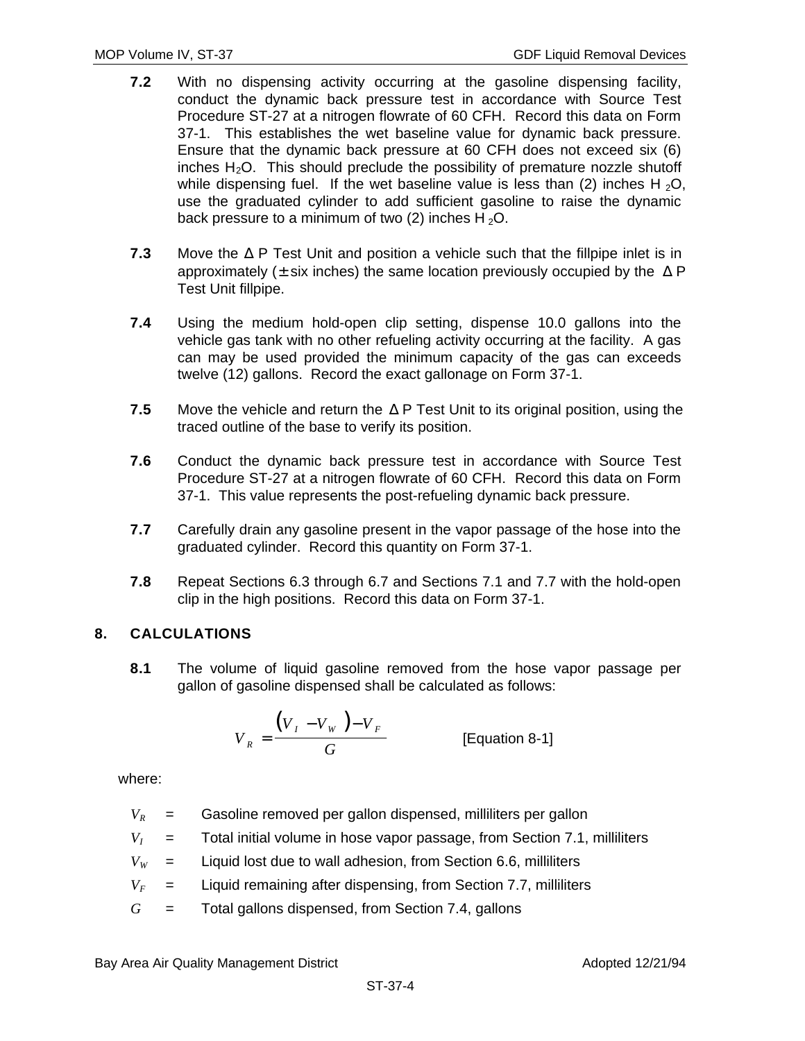**7.2** With no dispensing activity occurring at the gasoline dispensing facility, conduct the dynamic back pressure test in accordance with Source Test Procedure ST-27 at a nitrogen flowrate of 60 CFH. Record this data on Form 37-1. This establishes the wet baseline value for dynamic back pressure. Ensure that the dynamic back pressure at 60 CFH does not exceed six (6) inches $H_2O$. This should preclude the possibility of premature nozzle shutoff while dispensing fuel. If the wet baseline value is less than (2) inches $H_2O$, use the graduated cylinder to add sufficient gasoline to raise the dynamic back pressure to a minimum of two (2) inches $H_2O$.

**7.3** Move the Δ P Test Unit and position a vehicle such that the fillpipe inlet is in approximately (± six inches) the same location previously occupied by the Δ P Test Unit fillpipe.

**7.4** Using the medium hold-open clip setting, dispense 10.0 gallons into the vehicle gas tank with no other refueling activity occurring at the facility. A gas can may be used provided the minimum capacity of the gas can exceeds twelve (12) gallons. Record the exact gallonage on Form 37-1.

**7.5** Move the vehicle and return the Δ P Test Unit to its original position, using the traced outline of the base to verify its position.

**7.6** Conduct the dynamic back pressure test in accordance with Source Test Procedure ST-27 at a nitrogen flowrate of 60 CFH. Record this data on Form 37-1. This value represents the post-refueling dynamic back pressure.

**7.7** Carefully drain any gasoline present in the vapor passage of the hose into the graduated cylinder. Record this quantity on Form 37-1.

**7.8** Repeat Sections 6.3 through 6.7 and Sections 7.1 and 7.7 with the hold-open clip in the high positions. Record this data on Form 37-1.

## 8. CALCULATIONS

**8.1** The volume of liquid gasoline removed from the hose vapor passage per gallon of gasoline dispensed shall be calculated as follows:

$$V_R = \frac{(V_I - V_W) - V_F}{G} \qquad \text{[Equation 8-1]}$$

where:

- $V_R$ = Gasoline removed per gallon dispensed, milliliters per gallon
- $V_I$ = Total initial volume in hose vapor passage, from Section 7.1, milliliters
- $V_W$ = Liquid lost due to wall adhesion, from Section 6.6, milliliters
- $V_F$ = Liquid remaining after dispensing, from Section 7.7, milliliters
- $G$ = Total gallons dispensed, from Section 7.4, gallons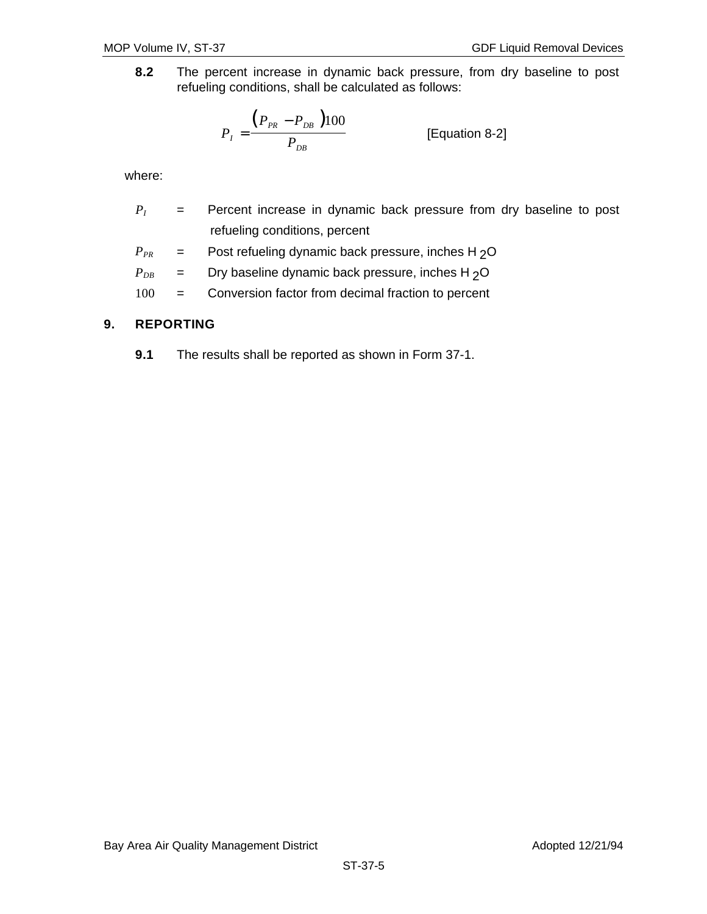**8.2** The percent increase in dynamic back pressure, from dry baseline to post refueling conditions, shall be calculated as follows:

$$P_I = \frac{(P_{PR} - P_{DB})100}{P_{DB}} \qquad \text{[Equation 8-2]}$$

where:

$P_I$ = Percent increase in dynamic back pressure from dry baseline to post refueling conditions, percent

$P_{PR}$ = Post refueling dynamic back pressure, inches $H_2O$

$P_{DB}$ = Dry baseline dynamic back pressure, inches $H_2O$

$100$ = Conversion factor from decimal fraction to percent

## 9. REPORTING

**9.1** The results shall be reported as shown in Form 37-1.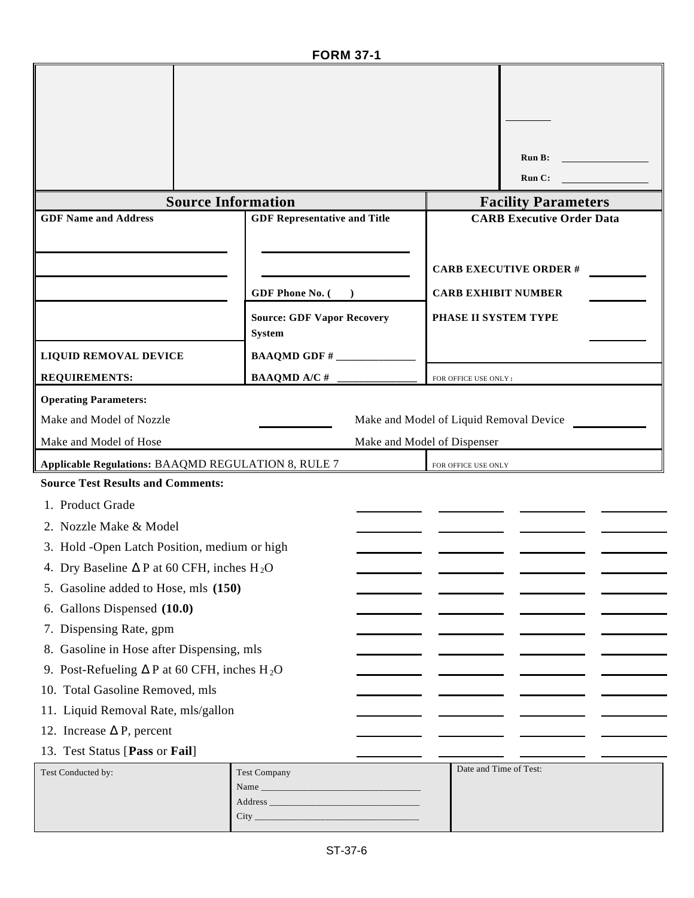**FORM 37-1**

| | | |
|---|---|---|
| | | \_\_\_\_\_\_\_\_ |
| | | Run B: \_\_\_\_\_\_\_\_\_\_\_\_ |
| | | Run C: \_\_\_\_\_\_\_\_\_\_\_\_ |

| Source Information | | Facility Parameters |
|---|---|---|
| **GDF Name and Address** | **GDF Representative and Title** | **CARB Executive Order Data** |
| \_\_\_\_\_\_\_\_\_\_\_\_\_\_\_\_\_\_\_\_ | \_\_\_\_\_\_\_\_\_\_\_\_\_\_\_\_\_\_\_\_ | |
| \_\_\_\_\_\_\_\_\_\_\_\_\_\_\_\_\_\_\_\_ | \_\_\_\_\_\_\_\_\_\_\_\_\_\_\_\_\_\_\_\_ | **CARB EXECUTIVE ORDER #** \_\_\_\_\_\_\_\_ |
| \_\_\_\_\_\_\_\_\_\_\_\_\_\_\_\_\_\_\_\_ | **GDF Phone No. (     )** | **CARB EXHIBIT NUMBER** \_\_\_\_\_\_\_\_ |
| | **Source: GDF Vapor Recovery System** | **PHASE II SYSTEM TYPE** \_\_\_\_\_\_\_\_ |
| **LIQUID REMOVAL DEVICE** | **BAAQMD GDF #** \_\_\_\_\_\_\_\_\_\_\_\_\_\_ | |
| **REQUIREMENTS:** | **BAAQMD A/C #** \_\_\_\_\_\_\_\_\_\_\_\_\_\_ | FOR OFFICE USE ONLY: |

**Operating Parameters:**

Make and Model of Nozzle \_\_\_\_\_\_\_\_\_\_\_\_    Make and Model of Liquid Removal Device \_\_\_\_\_\_\_\_\_\_\_\_

Make and Model of Hose    Make and Model of Dispenser

**Applicable Regulations:** BAAQMD REGULATION 8, RULE 7    FOR OFFICE USE ONLY

**Source Test Results and Comments:**

| | | | | |
|---|---|---|---|---|
| 1. Product Grade | | | | |
| 2. Nozzle Make & Model | | | | |
| 3. Hold -Open Latch Position, medium or high | | | | |
| 4. Dry Baseline $\Delta$P at 60 CFH, inches $H_2O$ | | | | |
| 5. Gasoline added to Hose, mls **(150)** | | | | |
| 6. Gallons Dispensed **(10.0)** | | | | |
| 7. Dispensing Rate, gpm | | | | |
| 8. Gasoline in Hose after Dispensing, mls | | | | |
| 9. Post-Refueling $\Delta$P at 60 CFH, inches $H_2O$ | | | | |
| 10. Total Gasoline Removed, mls | | | | |
| 11. Liquid Removal Rate, mls/gallon | | | | |
| 12. Increase $\Delta$P, percent | | | | |
| 13. Test Status [**Pass** or **Fail**] | | | | |

| Test Conducted by: | Test Company | Date and Time of Test: |
|---|---|---|
| | Name \_\_\_\_\_\_\_\_\_\_\_\_\_\_\_\_\_\_\_\_\_\_\_\_\_\_\_\_<br>Address \_\_\_\_\_\_\_\_\_\_\_\_\_\_\_\_\_\_\_\_\_\_\_\_\_\_<br>City \_\_\_\_\_\_\_\_\_\_\_\_\_\_\_\_\_\_\_\_\_\_\_\_\_\_\_\_\_ | |